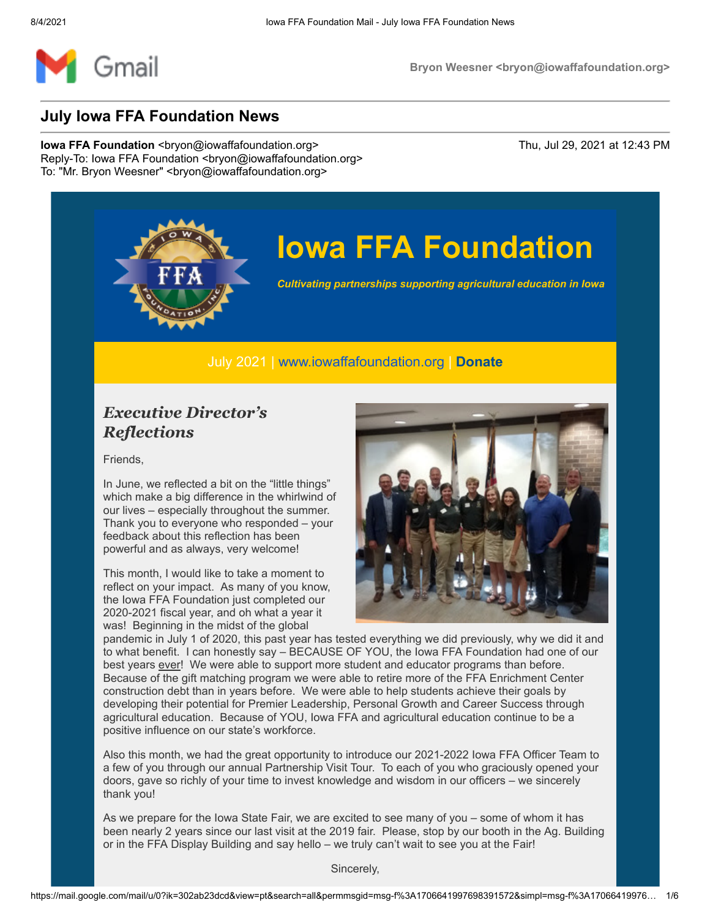Gmail

Bryon Weesner <bryon@iowaffafoundation.org>

# July Iowa FFA Foundation News

**Iowa FFA Foundation** <bryon@iowaffafoundation.org>
Reply-To: Iowa FFA Foundation <bryon@iowaffafoundation.org>
To: "Mr. Bryon Weesner" <bryon@iowaffafoundation.org>

Thu, Jul 29, 2021 at 12:43 PM

# Iowa FFA Foundation

***Cultivating partnerships supporting agricultural education in Iowa***

July 2021 | www.iowaffafoundation.org | **Donate**

## *Executive Director's Reflections*

Friends,

In June, we reflected a bit on the "little things" which make a big difference in the whirlwind of our lives – especially throughout the summer. Thank you to everyone who responded – your feedback about this reflection has been powerful and as always, very welcome!

This month, I would like to take a moment to reflect on your impact. As many of you know, the Iowa FFA Foundation just completed our 2020-2021 fiscal year, and oh what a year it was! Beginning in the midst of the global pandemic in July 1 of 2020, this past year has tested everything we did previously, why we did it and to what benefit. I can honestly say – BECAUSE OF YOU, the Iowa FFA Foundation had one of our best years ever! We were able to support more student and educator programs than before. Because of the gift matching program we were able to retire more of the FFA Enrichment Center construction debt than in years before. We were able to help students achieve their goals by developing their potential for Premier Leadership, Personal Growth and Career Success through agricultural education. Because of YOU, Iowa FFA and agricultural education continue to be a positive influence on our state's workforce.

Also this month, we had the great opportunity to introduce our 2021-2022 Iowa FFA Officer Team to a few of you through our annual Partnership Visit Tour. To each of you who graciously opened your doors, gave so richly of your time to invest knowledge and wisdom in our officers – we sincerely thank you!

As we prepare for the Iowa State Fair, we are excited to see many of you – some of whom it has been nearly 2 years since our last visit at the 2019 fair. Please, stop by our booth in the Ag. Building or in the FFA Display Building and say hello – we truly can't wait to see you at the Fair!

Sincerely,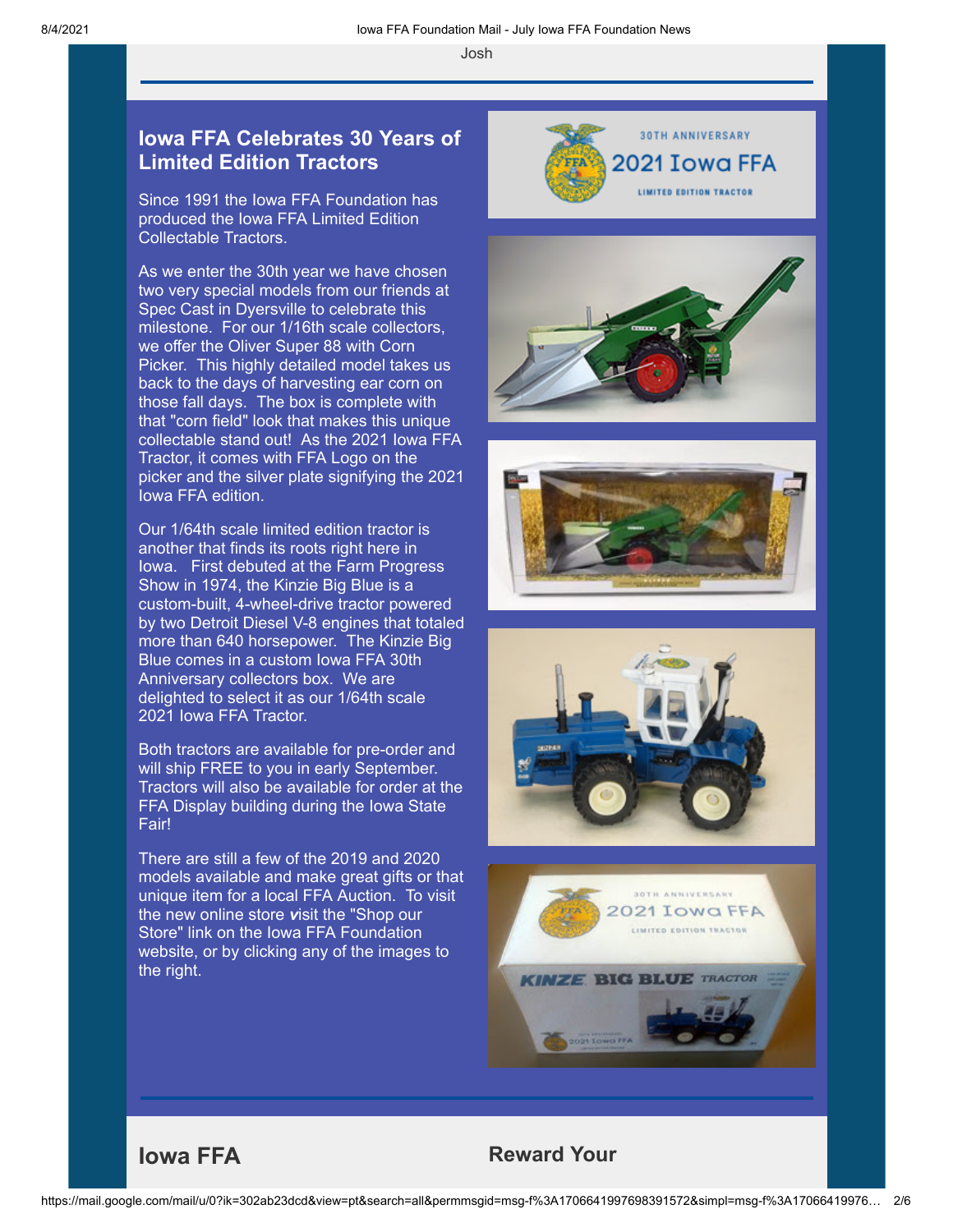Josh

## Iowa FFA Celebrates 30 Years of Limited Edition Tractors

Since 1991 the Iowa FFA Foundation has produced the Iowa FFA Limited Edition Collectable Tractors.

As we enter the 30th year we have chosen two very special models from our friends at Spec Cast in Dyersville to celebrate this milestone. For our 1/16th scale collectors, we offer the Oliver Super 88 with Corn Picker. This highly detailed model takes us back to the days of harvesting ear corn on those fall days. The box is complete with that "corn field" look that makes this unique collectable stand out! As the 2021 Iowa FFA Tractor, it comes with FFA Logo on the picker and the silver plate signifying the 2021 Iowa FFA edition.

Our 1/64th scale limited edition tractor is another that finds its roots right here in Iowa. First debuted at the Farm Progress Show in 1974, the Kinzie Big Blue is a custom-built, 4-wheel-drive tractor powered by two Detroit Diesel V-8 engines that totaled more than 640 horsepower. The Kinzie Big Blue comes in a custom Iowa FFA 30th Anniversary collectors box. We are delighted to select it as our 1/64th scale 2021 Iowa FFA Tractor.

Both tractors are available for pre-order and will ship FREE to you in early September. Tractors will also be available for order at the FFA Display building during the Iowa State Fair!

There are still a few of the 2019 and 2020 models available and make great gifts or that unique item for a local FFA Auction. To visit the new online store ***v***isit the "Shop our Store" link on the Iowa FFA Foundation website, or by clicking any of the images to the right.

30TH ANNIVERSARY
2021 Iowa FFA
LIMITED EDITION TRACTOR

## Iowa FFA

## Reward Your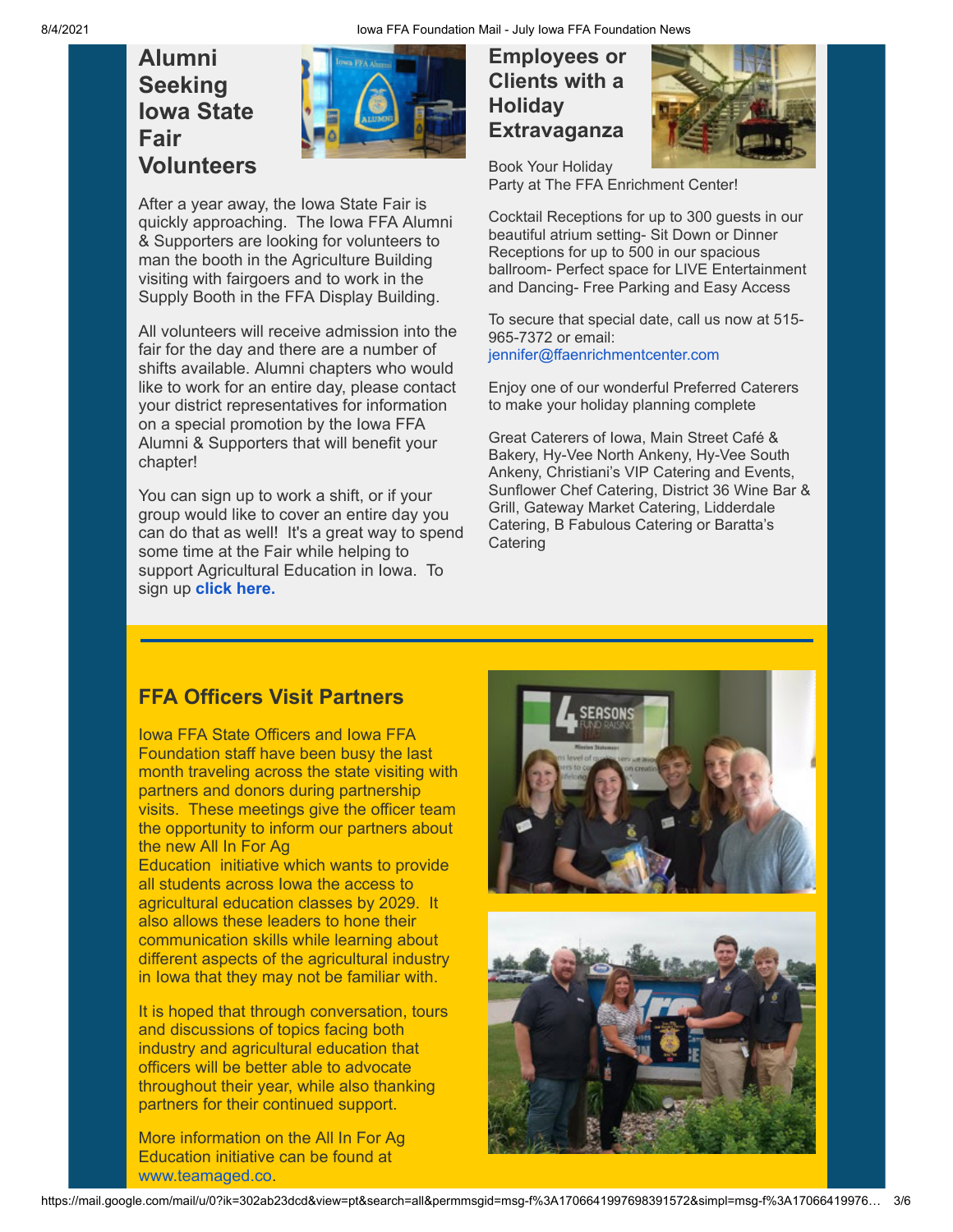## Alumni Seeking Iowa State Fair Volunteers

After a year away, the Iowa State Fair is quickly approaching. The Iowa FFA Alumni & Supporters are looking for volunteers to man the booth in the Agriculture Building visiting with fairgoers and to work in the Supply Booth in the FFA Display Building.

All volunteers will receive admission into the fair for the day and there are a number of shifts available. Alumni chapters who would like to work for an entire day, please contact your district representatives for information on a special promotion by the Iowa FFA Alumni & Supporters that will benefit your chapter!

You can sign up to work a shift, or if your group would like to cover an entire day you can do that as well! It's a great way to spend some time at the Fair while helping to support Agricultural Education in Iowa. To sign up **click here.**

## Employees or Clients with a Holiday Extravaganza

Book Your Holiday Party at The FFA Enrichment Center!

Cocktail Receptions for up to 300 guests in our beautiful atrium setting- Sit Down or Dinner Receptions for up to 500 in our spacious ballroom- Perfect space for LIVE Entertainment and Dancing- Free Parking and Easy Access

To secure that special date, call us now at 515-965-7372 or email: jennifer@ffaenrichmentcenter.com

Enjoy one of our wonderful Preferred Caterers to make your holiday planning complete

Great Caterers of Iowa, Main Street Café & Bakery, Hy-Vee North Ankeny, Hy-Vee South Ankeny, Christiani's VIP Catering and Events, Sunflower Chef Catering, District 36 Wine Bar & Grill, Gateway Market Catering, Lidderdale Catering, B Fabulous Catering or Baratta's Catering

## FFA Officers Visit Partners

Iowa FFA State Officers and Iowa FFA Foundation staff have been busy the last month traveling across the state visiting with partners and donors during partnership visits. These meetings give the officer team the opportunity to inform our partners about the new All In For Ag Education initiative which wants to provide all students across Iowa the access to agricultural education classes by 2029. It also allows these leaders to hone their communication skills while learning about different aspects of the agricultural industry in Iowa that they may not be familiar with.

It is hoped that through conversation, tours and discussions of topics facing both industry and agricultural education that officers will be better able to advocate throughout their year, while also thanking partners for their continued support.

More information on the All In For Ag Education initiative can be found at www.teamaged.co.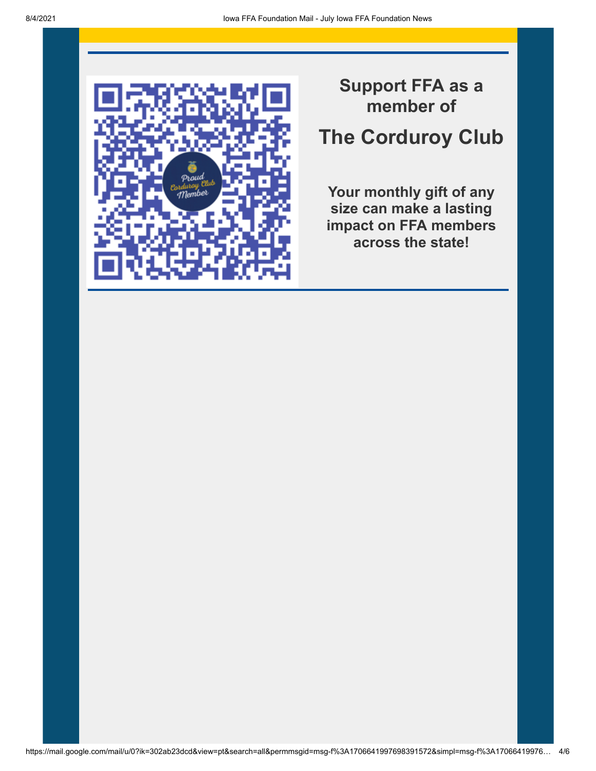## Support FFA as a member of

# The Corduroy Club

**Your monthly gift of any size can make a lasting impact on FFA members across the state!**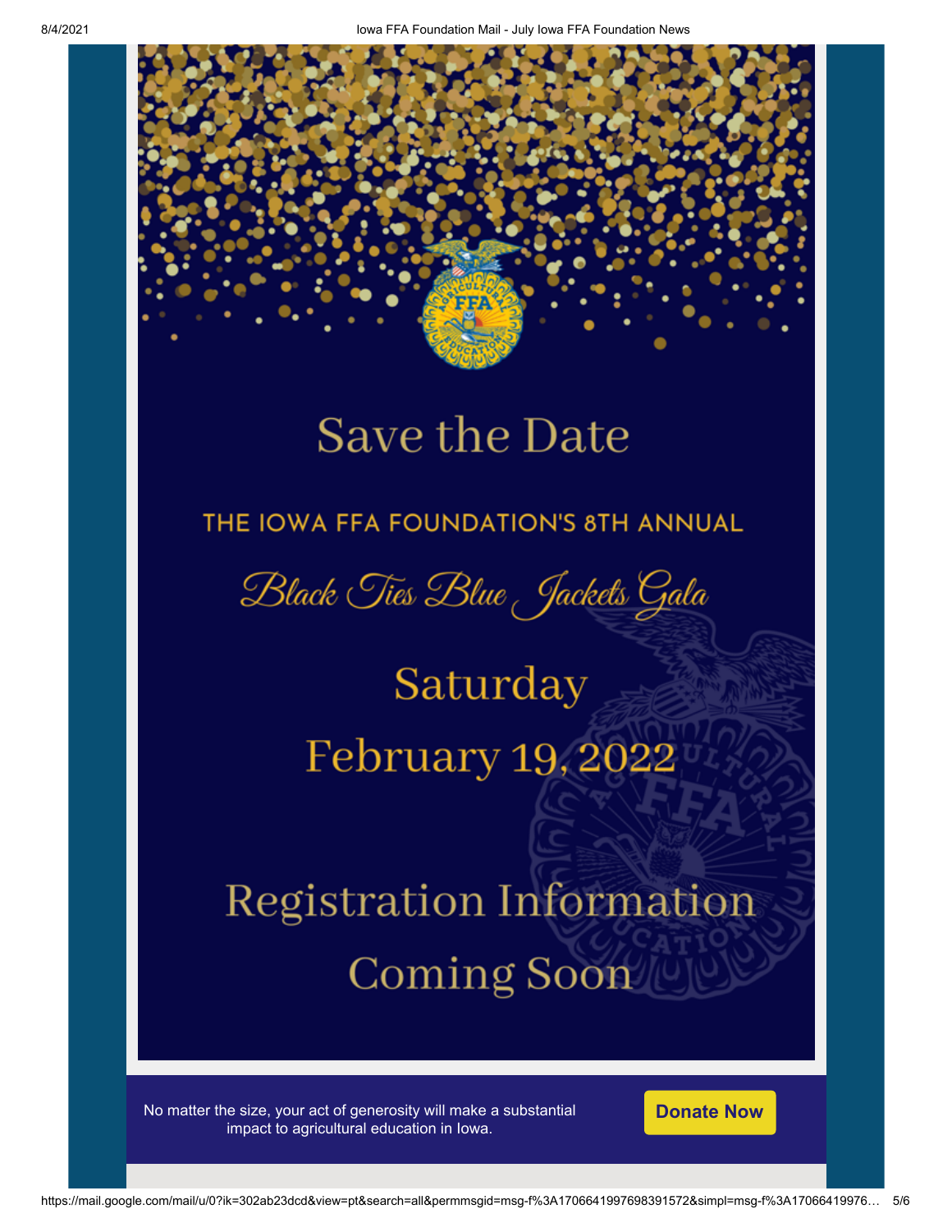# Save the Date

THE IOWA FFA FOUNDATION'S 8TH ANNUAL

*Black Ties Blue Jackets Gala*

Saturday

February 19, 2022

Registration Information

Coming Soon

No matter the size, your act of generosity will make a substantial impact to agricultural education in Iowa.

**Donate Now**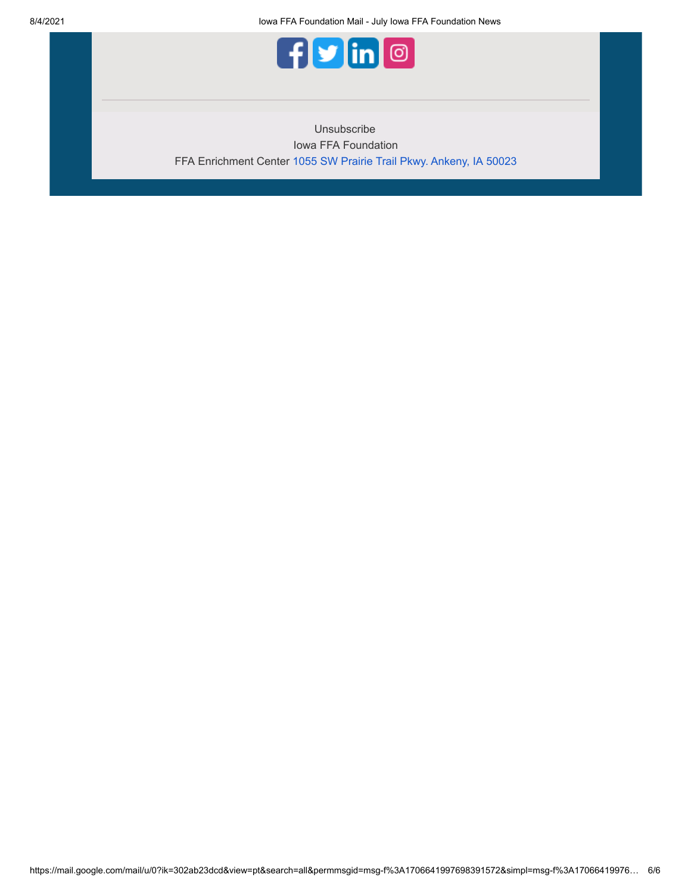Unsubscribe

Iowa FFA Foundation

FFA Enrichment Center 1055 SW Prairie Trail Pkwy. Ankeny, IA 50023